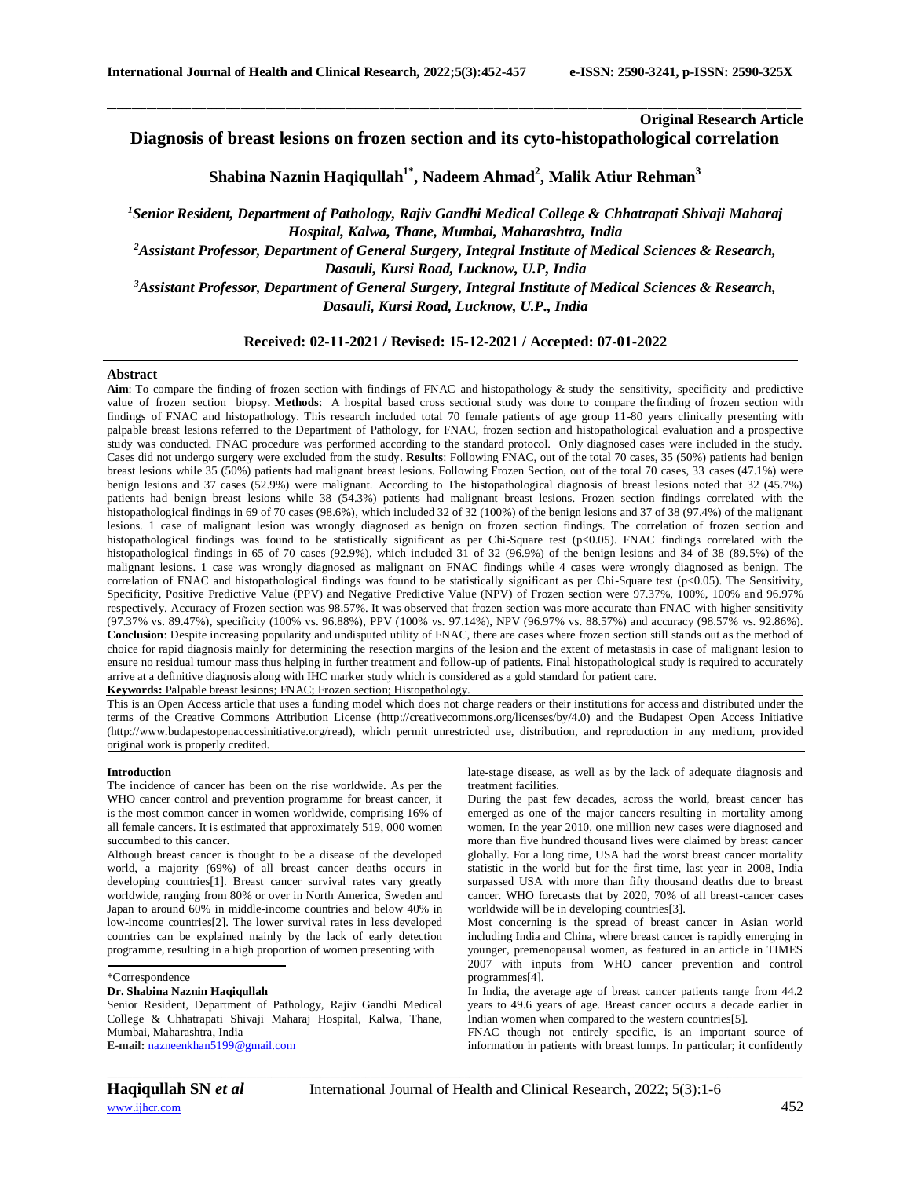**Original Research Article**

# Diagnosis of breast lesions on frozen section and its cyto-histopathological correlation

**Shabina Naznin Haqiqullah[1*], Nadeem Ahmad[2], Malik Atiur Rehman[3]**

*[1]Senior Resident, Department of Pathology, Rajiv Gandhi Medical College & Chhatrapati Shivaji Maharaj Hospital, Kalwa, Thane, Mumbai, Maharashtra, India*

*[2]Assistant Professor, Department of General Surgery, Integral Institute of Medical Sciences & Research, Dasauli, Kursi Road, Lucknow, U.P, India*

*[3]Assistant Professor, Department of General Surgery, Integral Institute of Medical Sciences & Research, Dasauli, Kursi Road, Lucknow, U.P., India*

**Received: 02-11-2021 / Revised: 15-12-2021 / Accepted: 07-01-2022**

## Abstract

**Aim**: To compare the finding of frozen section with findings of FNAC and histopathology & study the sensitivity, specificity and predictive value of frozen section biopsy. **Methods**: A hospital based cross sectional study was done to compare the finding of frozen section with findings of FNAC and histopathology. This research included total 70 female patients of age group 11-80 years clinically presenting with palpable breast lesions referred to the Department of Pathology, for FNAC, frozen section and histopathological evaluation and a prospective study was conducted. FNAC procedure was performed according to the standard protocol. Only diagnosed cases were included in the study. Cases did not undergo surgery were excluded from the study. **Results**: Following FNAC, out of the total 70 cases, 35 (50%) patients had benign breast lesions while 35 (50%) patients had malignant breast lesions. Following Frozen Section, out of the total 70 cases, 33 cases (47.1%) were benign lesions and 37 cases (52.9%) were malignant. According to The histopathological diagnosis of breast lesions noted that 32 (45.7%) patients had benign breast lesions while 38 (54.3%) patients had malignant breast lesions. Frozen section findings correlated with the histopathological findings in 69 of 70 cases (98.6%), which included 32 of 32 (100%) of the benign lesions and 37 of 38 (97.4%) of the malignant lesions. 1 case of malignant lesion was wrongly diagnosed as benign on frozen section findings. The correlation of frozen section and histopathological findings was found to be statistically significant as per Chi-Square test ($p<0.05$). FNAC findings correlated with the histopathological findings in 65 of 70 cases (92.9%), which included 31 of 32 (96.9%) of the benign lesions and 34 of 38 (89.5%) of the malignant lesions. 1 case was wrongly diagnosed as malignant on FNAC findings while 4 cases were wrongly diagnosed as benign. The correlation of FNAC and histopathological findings was found to be statistically significant as per Chi-Square test ($p<0.05$). The Sensitivity, Specificity, Positive Predictive Value (PPV) and Negative Predictive Value (NPV) of Frozen section were 97.37%, 100%, 100% and 96.97% respectively. Accuracy of Frozen section was 98.57%. It was observed that frozen section was more accurate than FNAC with higher sensitivity (97.37% vs. 89.47%), specificity (100% vs. 96.88%), PPV (100% vs. 97.14%), NPV (96.97% vs. 88.57%) and accuracy (98.57% vs. 92.86%). **Conclusion**: Despite increasing popularity and undisputed utility of FNAC, there are cases where frozen section still stands out as the method of choice for rapid diagnosis mainly for determining the resection margins of the lesion and the extent of metastasis in case of malignant lesion to ensure no residual tumour mass thus helping in further treatment and follow-up of patients. Final histopathological study is required to accurately arrive at a definitive diagnosis along with IHC marker study which is considered as a gold standard for patient care.

**Keywords:** Palpable breast lesions; FNAC; Frozen section; Histopathology.

This is an Open Access article that uses a funding model which does not charge readers or their institutions for access and distributed under the terms of the Creative Commons Attribution License (http://creativecommons.org/licenses/by/4.0) and the Budapest Open Access Initiative (http://www.budapestopenaccessinitiative.org/read), which permit unrestricted use, distribution, and reproduction in any medium, provided original work is properly credited.

## Introduction

The incidence of cancer has been on the rise worldwide. As per the WHO cancer control and prevention programme for breast cancer, it is the most common cancer in women worldwide, comprising 16% of all female cancers. It is estimated that approximately 519, 000 women succumbed to this cancer.

Although breast cancer is thought to be a disease of the developed world, a majority (69%) of all breast cancer deaths occurs in developing countries[1]. Breast cancer survival rates vary greatly worldwide, ranging from 80% or over in North America, Sweden and Japan to around 60% in middle-income countries and below 40% in low-income countries[2]. The lower survival rates in less developed countries can be explained mainly by the lack of early detection programme, resulting in a high proportion of women presenting with late-stage disease, as well as by the lack of adequate diagnosis and treatment facilities.

During the past few decades, across the world, breast cancer has emerged as one of the major cancers resulting in mortality among women. In the year 2010, one million new cases were diagnosed and more than five hundred thousand lives were claimed by breast cancer globally. For a long time, USA had the worst breast cancer mortality statistic in the world but for the first time, last year in 2008, India surpassed USA with more than fifty thousand deaths due to breast cancer. WHO forecasts that by 2020, 70% of all breast-cancer cases worldwide will be in developing countries[3].

Most concerning is the spread of breast cancer in Asian world including India and China, where breast cancer is rapidly emerging in younger, premenopausal women, as featured in an article in TIMES 2007 with inputs from WHO cancer prevention and control programmes[4].

In India, the average age of breast cancer patients range from 44.2 years to 49.6 years of age. Breast cancer occurs a decade earlier in Indian women when compared to the western countries[5].

FNAC though not entirely specific, is an important source of information in patients with breast lumps. In particular; it confidently

\*Correspondence

**Dr. Shabina Naznin Haqiqullah**

Senior Resident, Department of Pathology, Rajiv Gandhi Medical College & Chhatrapati Shivaji Maharaj Hospital, Kalwa, Thane, Mumbai, Maharashtra, India

**E-mail:** nazneenkhan5199@gmail.com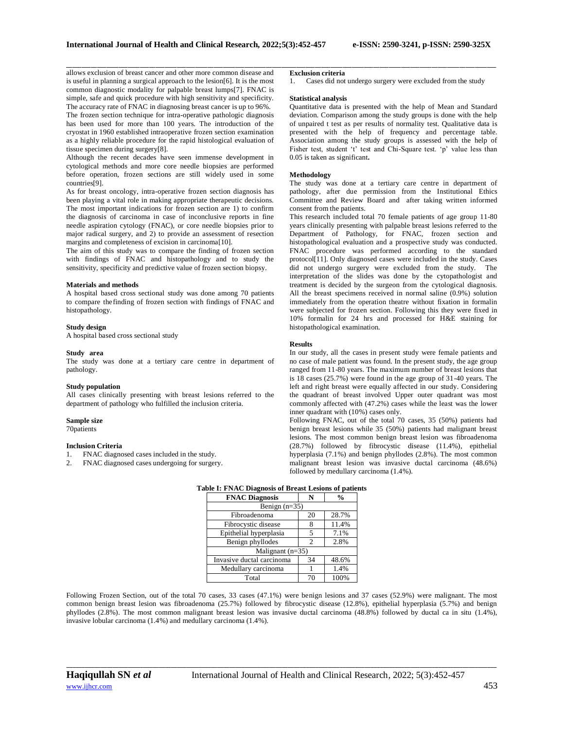allows exclusion of breast cancer and other more common disease and is useful in planning a surgical approach to the lesion[6]. It is the most common diagnostic modality for palpable breast lumps[7]. FNAC is simple, safe and quick procedure with high sensitivity and specificity. The accuracy rate of FNAC in diagnosing breast cancer is up to 96%.

The frozen section technique for intra-operative pathologic diagnosis has been used for more than 100 years. The introduction of the cryostat in 1960 established intraoperative frozen section examination as a highly reliable procedure for the rapid histological evaluation of tissue specimen during surgery[8].

Although the recent decades have seen immense development in cytological methods and more core needle biopsies are performed before operation, frozen sections are still widely used in some countries[9].

As for breast oncology, intra-operative frozen section diagnosis has been playing a vital role in making appropriate therapeutic decisions. The most important indications for frozen section are 1) to confirm the diagnosis of carcinoma in case of inconclusive reports in fine needle aspiration cytology (FNAC), or core needle biopsies prior to major radical surgery, and 2) to provide an assessment of resection margins and completeness of excision in carcinoma[10].

The aim of this study was to compare the finding of frozen section with findings of FNAC and histopathology and to study the sensitivity, specificity and predictive value of frozen section biopsy.

## Materials and methods

A hospital based cross sectional study was done among 70 patients to compare the finding of frozen section with findings of FNAC and histopathology.

### Study design

A hospital based cross sectional study

### Study area

The study was done at a tertiary care centre in department of pathology.

### Study population

All cases clinically presenting with breast lesions referred to the department of pathology who fulfilled the inclusion criteria.

### Sample size

70patients

### Inclusion Criteria

1. FNAC diagnosed cases included in the study.
2. FNAC diagnosed cases undergoing for surgery.

### Exclusion criteria

1. Cases did not undergo surgery were excluded from the study

### Statistical analysis

Quantitative data is presented with the help of Mean and Standard deviation. Comparison among the study groups is done with the help of unpaired t test as per results of normality test. Qualitative data is presented with the help of frequency and percentage table. Association among the study groups is assessed with the help of Fisher test, student 't' test and Chi-Square test. 'p' value less than 0.05 is taken as significant**.**

### Methodology

The study was done at a tertiary care centre in department of pathology, after due permission from the Institutional Ethics Committee and Review Board and after taking written informed consent from the patients.

This research included total 70 female patients of age group 11-80 years clinically presenting with palpable breast lesions referred to the Department of Pathology, for FNAC, frozen section and histopathological evaluation and a prospective study was conducted. FNAC procedure was performed according to the standard protocol[11]. Only diagnosed cases were included in the study. Cases did not undergo surgery were excluded from the study. The interpretation of the slides was done by the cytopathologist and treatment is decided by the surgeon from the cytological diagnosis. All the breast specimens received in normal saline (0.9%) solution immediately from the operation theatre without fixation in formalin were subjected for frozen section. Following this they were fixed in 10% formalin for 24 hrs and processed for H&E staining for histopathological examination.

## Results

In our study, all the cases in present study were female patients and no case of male patient was found. In the present study, the age group ranged from 11-80 years. The maximum number of breast lesions that is 18 cases (25.7%) were found in the age group of 31-40 years. The left and right breast were equally affected in our study. Considering the quadrant of breast involved Upper outer quadrant was most commonly affected with (47.2%) cases while the least was the lower inner quadrant with (10%) cases only.

Following FNAC, out of the total 70 cases, 35 (50%) patients had benign breast lesions while 35 (50%) patients had malignant breast lesions. The most common benign breast lesion was fibroadenoma (28.7%) followed by fibrocystic disease (11.4%), epithelial hyperplasia (7.1%) and benign phyllodes (2.8%). The most common malignant breast lesion was invasive ductal carcinoma (48.6%) followed by medullary carcinoma (1.4%).

**Table I: FNAC Diagnosis of Breast Lesions of patients**

| FNAC Diagnosis | N | % |
|---|---|---|
| Benign (n=35) | | |
| Fibroadenoma | 20 | 28.7% |
| Fibrocystic disease | 8 | 11.4% |
| Epithelial hyperplasia | 5 | 7.1% |
| Benign phyllodes | 2 | 2.8% |
| Malignant (n=35) | | |
| Invasive ductal carcinoma | 34 | 48.6% |
| Medullary carcinoma | 1 | 1.4% |
| Total | 70 | 100% |

Following Frozen Section, out of the total 70 cases, 33 cases (47.1%) were benign lesions and 37 cases (52.9%) were malignant. The most common benign breast lesion was fibroadenoma (25.7%) followed by fibrocystic disease (12.8%), epithelial hyperplasia (5.7%) and benign phyllodes (2.8%). The most common malignant breast lesion was invasive ductal carcinoma (48.8%) followed by ductal ca in situ (1.4%), invasive lobular carcinoma (1.4%) and medullary carcinoma (1.4%).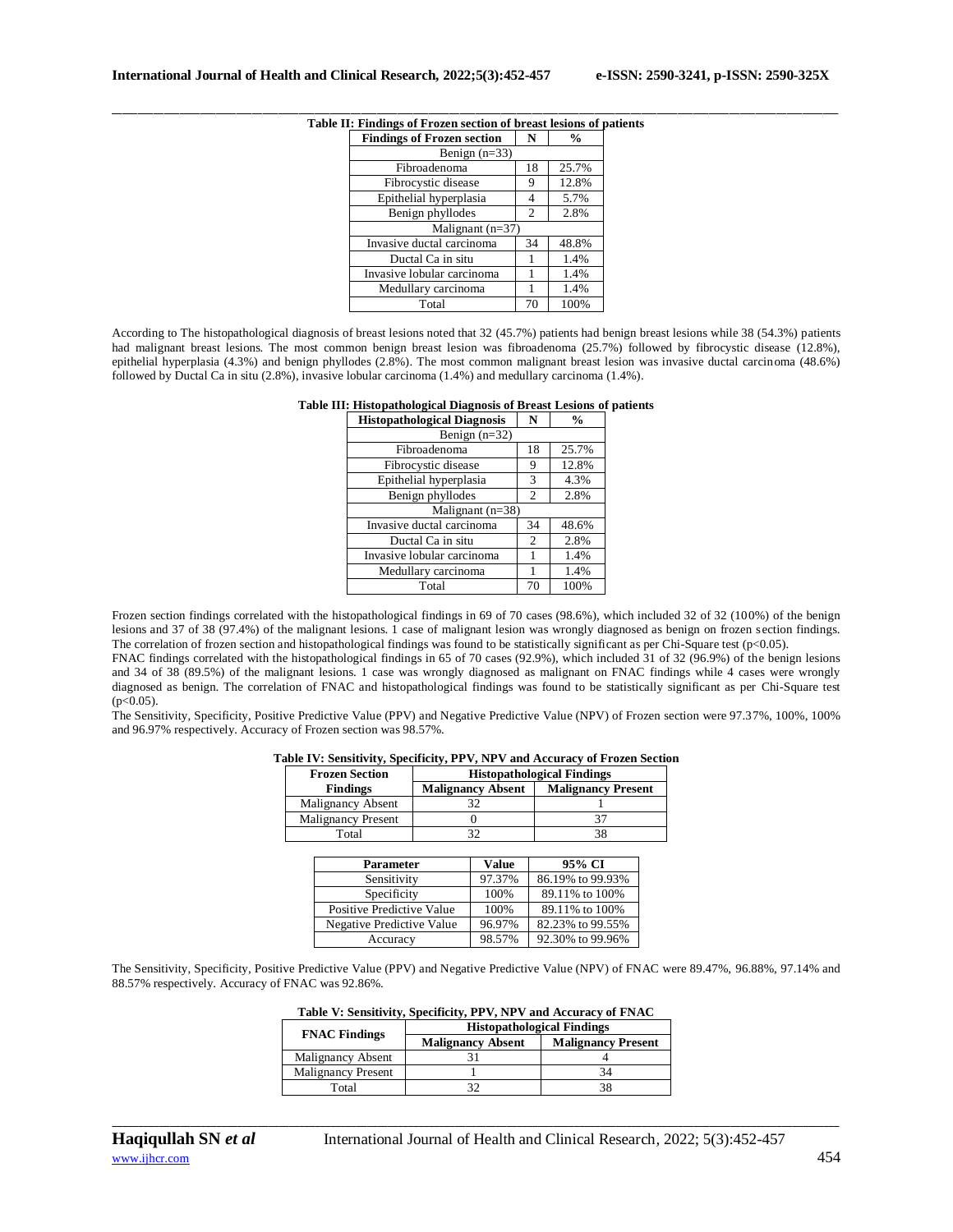**Table II: Findings of Frozen section of breast lesions of patients**

| Findings of Frozen section | N | % |
|---|---|---|
| Benign (n=33) | | |
| Fibroadenoma | 18 | 25.7% |
| Fibrocystic disease | 9 | 12.8% |
| Epithelial hyperplasia | 4 | 5.7% |
| Benign phyllodes | 2 | 2.8% |
| Malignant (n=37) | | |
| Invasive ductal carcinoma | 34 | 48.8% |
| Ductal Ca in situ | 1 | 1.4% |
| Invasive lobular carcinoma | 1 | 1.4% |
| Medullary carcinoma | 1 | 1.4% |
| Total | 70 | 100% |

According to The histopathological diagnosis of breast lesions noted that 32 (45.7%) patients had benign breast lesions while 38 (54.3%) patients had malignant breast lesions. The most common benign breast lesion was fibroadenoma (25.7%) followed by fibrocystic disease (12.8%), epithelial hyperplasia (4.3%) and benign phyllodes (2.8%). The most common malignant breast lesion was invasive ductal carcinoma (48.6%) followed by Ductal Ca in situ (2.8%), invasive lobular carcinoma (1.4%) and medullary carcinoma (1.4%).

**Table III: Histopathological Diagnosis of Breast Lesions of patients**

| Histopathological Diagnosis | N | % |
|---|---|---|
| Benign (n=32) | | |
| Fibroadenoma | 18 | 25.7% |
| Fibrocystic disease | 9 | 12.8% |
| Epithelial hyperplasia | 3 | 4.3% |
| Benign phyllodes | 2 | 2.8% |
| Malignant (n=38) | | |
| Invasive ductal carcinoma | 34 | 48.6% |
| Ductal Ca in situ | 2 | 2.8% |
| Invasive lobular carcinoma | 1 | 1.4% |
| Medullary carcinoma | 1 | 1.4% |
| Total | 70 | 100% |

Frozen section findings correlated with the histopathological findings in 69 of 70 cases (98.6%), which included 32 of 32 (100%) of the benign lesions and 37 of 38 (97.4%) of the malignant lesions. 1 case of malignant lesion was wrongly diagnosed as benign on frozen section findings. The correlation of frozen section and histopathological findings was found to be statistically significant as per Chi-Square test ($p<0.05$).

FNAC findings correlated with the histopathological findings in 65 of 70 cases (92.9%), which included 31 of 32 (96.9%) of the benign lesions and 34 of 38 (89.5%) of the malignant lesions. 1 case was wrongly diagnosed as malignant on FNAC findings while 4 cases were wrongly diagnosed as benign. The correlation of FNAC and histopathological findings was found to be statistically significant as per Chi-Square test ($p<0.05$).

The Sensitivity, Specificity, Positive Predictive Value (PPV) and Negative Predictive Value (NPV) of Frozen section were 97.37%, 100%, 100% and 96.97% respectively. Accuracy of Frozen section was 98.57%.

**Table IV: Sensitivity, Specificity, PPV, NPV and Accuracy of Frozen Section**

| Frozen Section Findings | Histopathological Findings | |
|---|---|---|
| | Malignancy Absent | Malignancy Present |
| Malignancy Absent | 32 | 1 |
| Malignancy Present | 0 | 37 |
| Total | 32 | 38 |

| Parameter | Value | 95% CI |
|---|---|---|
| Sensitivity | 97.37% | 86.19% to 99.93% |
| Specificity | 100% | 89.11% to 100% |
| Positive Predictive Value | 100% | 89.11% to 100% |
| Negative Predictive Value | 96.97% | 82.23% to 99.55% |
| Accuracy | 98.57% | 92.30% to 99.96% |

The Sensitivity, Specificity, Positive Predictive Value (PPV) and Negative Predictive Value (NPV) of FNAC were 89.47%, 96.88%, 97.14% and 88.57% respectively. Accuracy of FNAC was 92.86%.

**Table V: Sensitivity, Specificity, PPV, NPV and Accuracy of FNAC**

| FNAC Findings | Histopathological Findings | |
|---|---|---|
| | Malignancy Absent | Malignancy Present |
| Malignancy Absent | 31 | 4 |
| Malignancy Present | 1 | 34 |
| Total | 32 | 38 |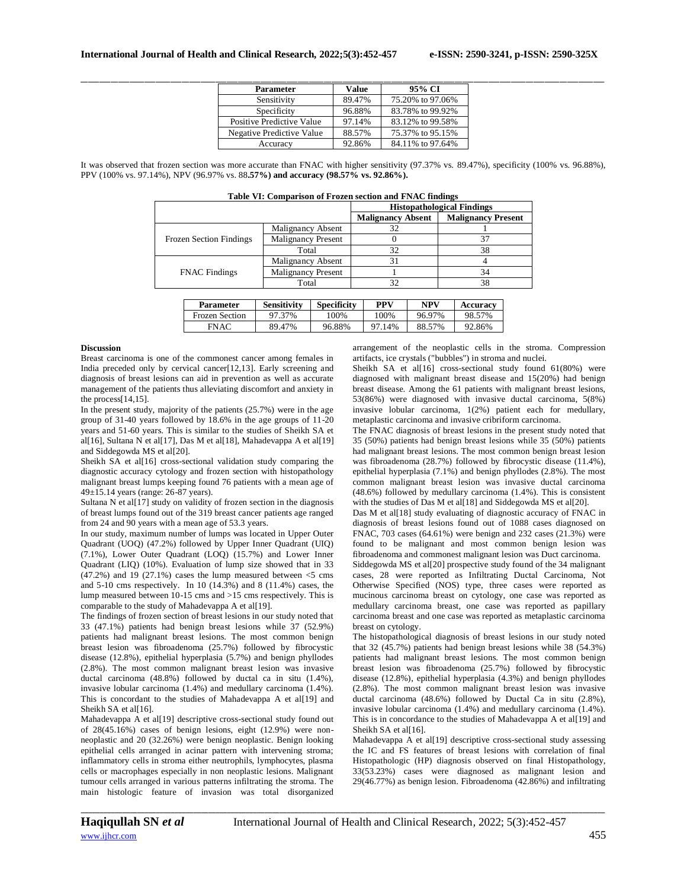| Parameter | Value | 95% CI |
|---|---|---|
| Sensitivity | 89.47% | 75.20% to 97.06% |
| Specificity | 96.88% | 83.78% to 99.92% |
| Positive Predictive Value | 97.14% | 83.12% to 99.58% |
| Negative Predictive Value | 88.57% | 75.37% to 95.15% |
| Accuracy | 92.86% | 84.11% to 97.64% |

It was observed that frozen section was more accurate than FNAC with higher sensitivity (97.37% vs. 89.47%), specificity (100% vs. 96.88%), PPV (100% vs. 97.14%), NPV (96.97% vs. 88**.57%) and accuracy (98.57% vs. 92.86%).**

**Table VI: Comparison of Frozen section and FNAC findings**

| | | Histopathological Findings | |
|---|---|---|---|
| | | **Malignancy Absent** | **Malignancy Present** |
| Frozen Section Findings | Malignancy Absent | 32 | 1 |
| | Malignancy Present | 0 | 37 |
| | Total | 32 | 38 |
| FNAC Findings | Malignancy Absent | 31 | 4 |
| | Malignancy Present | 1 | 34 |
| | Total | 32 | 38 |

| Parameter | Sensitivity | Specificity | PPV | NPV | Accuracy |
|---|---|---|---|---|---|
| Frozen Section | 97.37% | 100% | 100% | 96.97% | 98.57% |
| FNAC | 89.47% | 96.88% | 97.14% | 88.57% | 92.86% |

**Discussion**

Breast carcinoma is one of the commonest cancer among females in India preceded only by cervical cancer[12,13]. Early screening and diagnosis of breast lesions can aid in prevention as well as accurate management of the patients thus alleviating discomfort and anxiety in the process[14,15].

In the present study, majority of the patients (25.7%) were in the age group of 31-40 years followed by 18.6% in the age groups of 11-20 years and 51-60 years. This is similar to the studies of Sheikh SA et al[16], Sultana N et al[17], Das M et al[18], Mahadevappa A et al[19] and Siddegowda MS et al[20].

Sheikh SA et al[16] cross-sectional validation study comparing the diagnostic accuracy cytology and frozen section with histopathology malignant breast lumps keeping found 76 patients with a mean age of 49±15.14 years (range: 26-87 years).

Sultana N et al[17] study on validity of frozen section in the diagnosis of breast lumps found out of the 319 breast cancer patients age ranged from 24 and 90 years with a mean age of 53.3 years.

In our study, maximum number of lumps was located in Upper Outer Quadrant (UOQ) (47.2%) followed by Upper Inner Quadrant (UIQ) (7.1%), Lower Outer Quadrant (LOQ) (15.7%) and Lower Inner Quadrant (LIQ) (10%). Evaluation of lump size showed that in 33 (47.2%) and 19 (27.1%) cases the lump measured between <5 cms and 5-10 cms respectively. In 10 (14.3%) and 8 (11.4%) cases, the lump measured between 10-15 cms and >15 cms respectively. This is comparable to the study of Mahadevappa A et al[19].

The findings of frozen section of breast lesions in our study noted that 33 (47.1%) patients had benign breast lesions while 37 (52.9%) patients had malignant breast lesions. The most common benign breast lesion was fibroadenoma (25.7%) followed by fibrocystic disease (12.8%), epithelial hyperplasia (5.7%) and benign phyllodes (2.8%). The most common malignant breast lesion was invasive ductal carcinoma (48.8%) followed by ductal ca in situ (1.4%), invasive lobular carcinoma (1.4%) and medullary carcinoma (1.4%). This is concordant to the studies of Mahadevappa A et al[19] and Sheikh SA et al[16].

Mahadevappa A et al[19] descriptive cross-sectional study found out of 28(45.16%) cases of benign lesions, eight (12.9%) were non-neoplastic and 20 (32.26%) were benign neoplastic. Benign looking epithelial cells arranged in acinar pattern with intervening stroma; inflammatory cells in stroma either neutrophils, lymphocytes, plasma cells or macrophages especially in non neoplastic lesions. Malignant tumour cells arranged in various patterns infiltrating the stroma. The main histologic feature of invasion was total disorganized arrangement of the neoplastic cells in the stroma. Compression artifacts, ice crystals ("bubbles") in stroma and nuclei.

Sheikh SA et al[16] cross-sectional study found 61(80%) were diagnosed with malignant breast disease and 15(20%) had benign breast disease. Among the 61 patients with malignant breast lesions, 53(86%) were diagnosed with invasive ductal carcinoma, 5(8%) invasive lobular carcinoma, 1(2%) patient each for medullary, metaplastic carcinoma and invasive cribriform carcinoma.

The FNAC diagnosis of breast lesions in the present study noted that 35 (50%) patients had benign breast lesions while 35 (50%) patients had malignant breast lesions. The most common benign breast lesion was fibroadenoma (28.7%) followed by fibrocystic disease (11.4%), epithelial hyperplasia (7.1%) and benign phyllodes (2.8%). The most common malignant breast lesion was invasive ductal carcinoma (48.6%) followed by medullary carcinoma (1.4%). This is consistent with the studies of Das M et al[18] and Siddegowda MS et al[20].

Das M et al[18] study evaluating of diagnostic accuracy of FNAC in diagnosis of breast lesions found out of 1088 cases diagnosed on FNAC, 703 cases (64.61%) were benign and 232 cases (21.3%) were found to be malignant and most common benign lesion was fibroadenoma and commonest malignant lesion was Duct carcinoma.

Siddegowda MS et al[20] prospective study found of the 34 malignant cases, 28 were reported as Infiltrating Ductal Carcinoma, Not Otherwise Specified (NOS) type, three cases were reported as mucinous carcinoma breast on cytology, one case was reported as medullary carcinoma breast, one case was reported as papillary carcinoma breast and one case was reported as metaplastic carcinoma breast on cytology.

The histopathological diagnosis of breast lesions in our study noted that 32 (45.7%) patients had benign breast lesions while 38 (54.3%) patients had malignant breast lesions. The most common benign breast lesion was fibroadenoma (25.7%) followed by fibrocystic disease (12.8%), epithelial hyperplasia (4.3%) and benign phyllodes (2.8%). The most common malignant breast lesion was invasive ductal carcinoma (48.6%) followed by Ductal Ca in situ (2.8%), invasive lobular carcinoma (1.4%) and medullary carcinoma (1.4%). This is in concordance to the studies of Mahadevappa A et al[19] and Sheikh SA et al[16].

Mahadevappa A et al[19] descriptive cross-sectional study assessing the IC and FS features of breast lesions with correlation of final Histopathologic (HP) diagnosis observed on final Histopathology, 33(53.23%) cases were diagnosed as malignant lesion and 29(46.77%) as benign lesion. Fibroadenoma (42.86%) and infiltrating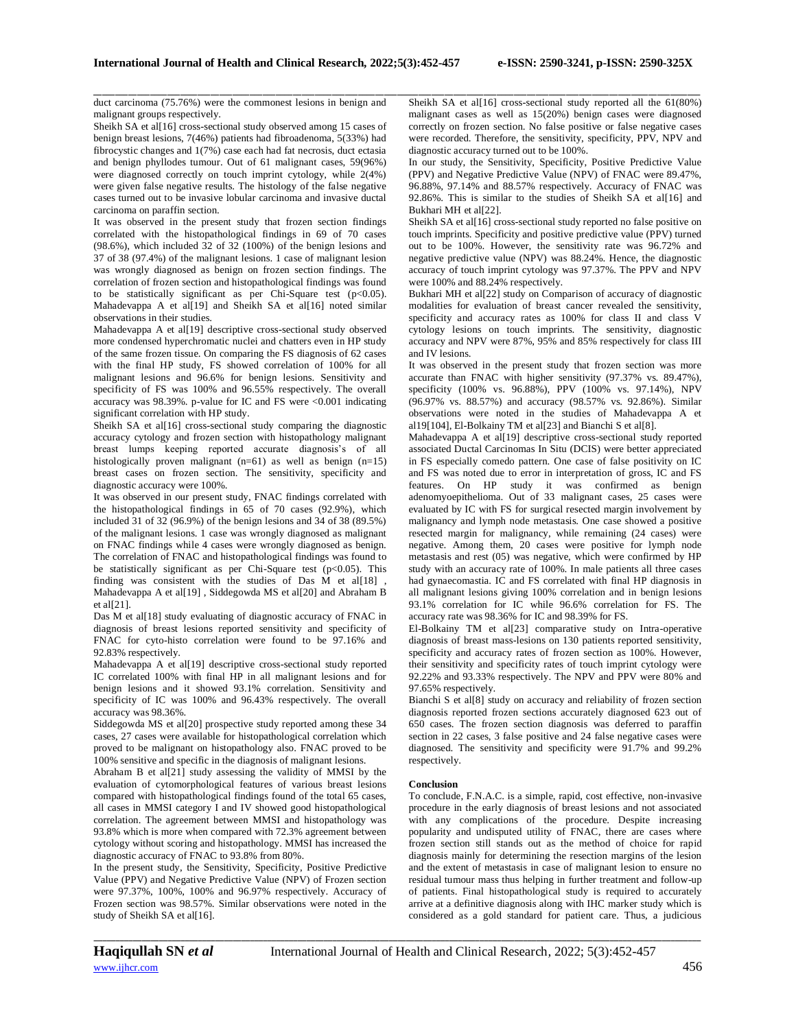duct carcinoma (75.76%) were the commonest lesions in benign and malignant groups respectively.

Sheikh SA et al[16] cross-sectional study observed among 15 cases of benign breast lesions, 7(46%) patients had fibroadenoma, 5(33%) had fibrocystic changes and 1(7%) case each had fat necrosis, duct ectasia and benign phyllodes tumour. Out of 61 malignant cases, 59(96%) were diagnosed correctly on touch imprint cytology, while 2(4%) were given false negative results. The histology of the false negative cases turned out to be invasive lobular carcinoma and invasive ductal carcinoma on paraffin section.

It was observed in the present study that frozen section findings correlated with the histopathological findings in 69 of 70 cases (98.6%), which included 32 of 32 (100%) of the benign lesions and 37 of 38 (97.4%) of the malignant lesions. 1 case of malignant lesion was wrongly diagnosed as benign on frozen section findings. The correlation of frozen section and histopathological findings was found to be statistically significant as per Chi-Square test ($p<0.05$). Mahadevappa A et al[19] and Sheikh SA et al[16] noted similar observations in their studies.

Mahadevappa A et al[19] descriptive cross-sectional study observed more condensed hyperchromatic nuclei and chatters even in HP study of the same frozen tissue. On comparing the FS diagnosis of 62 cases with the final HP study, FS showed correlation of 100% for all malignant lesions and 96.6% for benign lesions. Sensitivity and specificity of FS was 100% and 96.55% respectively. The overall accuracy was 98.39%. p-value for IC and FS were <0.001 indicating significant correlation with HP study.

Sheikh SA et al[16] cross-sectional study comparing the diagnostic accuracy cytology and frozen section with histopathology malignant breast lumps keeping reported accurate diagnosis's of all histologically proven malignant (n=61) as well as benign (n=15) breast cases on frozen section. The sensitivity, specificity and diagnostic accuracy were 100%.

It was observed in our present study, FNAC findings correlated with the histopathological findings in 65 of 70 cases (92.9%), which included 31 of 32 (96.9%) of the benign lesions and 34 of 38 (89.5%) of the malignant lesions. 1 case was wrongly diagnosed as malignant on FNAC findings while 4 cases were wrongly diagnosed as benign. The correlation of FNAC and histopathological findings was found to be statistically significant as per Chi-Square test ($p<0.05$). This finding was consistent with the studies of Das M et al[18] , Mahadevappa A et al[19] , Siddegowda MS et al[20] and Abraham B et al[21].

Das M et al[18] study evaluating of diagnostic accuracy of FNAC in diagnosis of breast lesions reported sensitivity and specificity of FNAC for cyto-histo correlation were found to be 97.16% and 92.83% respectively.

Mahadevappa A et al[19] descriptive cross-sectional study reported IC correlated 100% with final HP in all malignant lesions and for benign lesions and it showed 93.1% correlation. Sensitivity and specificity of IC was 100% and 96.43% respectively. The overall accuracy was 98.36%.

Siddegowda MS et al[20] prospective study reported among these 34 cases, 27 cases were available for histopathological correlation which proved to be malignant on histopathology also. FNAC proved to be 100% sensitive and specific in the diagnosis of malignant lesions.

Abraham B et al[21] study assessing the validity of MMSI by the evaluation of cytomorphological features of various breast lesions compared with histopathological findings found of the total 65 cases, all cases in MMSI category I and IV showed good histopathological correlation. The agreement between MMSI and histopathology was 93.8% which is more when compared with 72.3% agreement between cytology without scoring and histopathology. MMSI has increased the diagnostic accuracy of FNAC to 93.8% from 80%.

In the present study, the Sensitivity, Specificity, Positive Predictive Value (PPV) and Negative Predictive Value (NPV) of Frozen section were 97.37%, 100%, 100% and 96.97% respectively. Accuracy of Frozen section was 98.57%. Similar observations were noted in the study of Sheikh SA et al[16].

Sheikh SA et al[16] cross-sectional study reported all the 61(80%) malignant cases as well as 15(20%) benign cases were diagnosed correctly on frozen section. No false positive or false negative cases were recorded. Therefore, the sensitivity, specificity, PPV, NPV and diagnostic accuracy turned out to be 100%.

In our study, the Sensitivity, Specificity, Positive Predictive Value (PPV) and Negative Predictive Value (NPV) of FNAC were 89.47%, 96.88%, 97.14% and 88.57% respectively. Accuracy of FNAC was 92.86%. This is similar to the studies of Sheikh SA et al[16] and Bukhari MH et al[22].

Sheikh SA et al[16] cross-sectional study reported no false positive on touch imprints. Specificity and positive predictive value (PPV) turned out to be 100%. However, the sensitivity rate was 96.72% and negative predictive value (NPV) was 88.24%. Hence, the diagnostic accuracy of touch imprint cytology was 97.37%. The PPV and NPV were 100% and 88.24% respectively.

Bukhari MH et al[22] study on Comparison of accuracy of diagnostic modalities for evaluation of breast cancer revealed the sensitivity, specificity and accuracy rates as 100% for class II and class V cytology lesions on touch imprints. The sensitivity, diagnostic accuracy and NPV were 87%, 95% and 85% respectively for class III and IV lesions.

It was observed in the present study that frozen section was more accurate than FNAC with higher sensitivity (97.37% vs. 89.47%), specificity (100% vs. 96.88%), PPV (100% vs. 97.14%), NPV (96.97% vs. 88.57%) and accuracy (98.57% vs. 92.86%). Similar observations were noted in the studies of Mahadevappa A et al19[104], El-Bolkainy TM et al[23] and Bianchi S et al[8].

Mahadevappa A et al[19] descriptive cross-sectional study reported associated Ductal Carcinomas In Situ (DCIS) were better appreciated in FS especially comedo pattern. One case of false positivity on IC and FS was noted due to error in interpretation of gross, IC and FS features. On HP study it was confirmed as benign adenomyoepithelioma. Out of 33 malignant cases, 25 cases were evaluated by IC with FS for surgical resected margin involvement by malignancy and lymph node metastasis. One case showed a positive resected margin for malignancy, while remaining (24 cases) were negative. Among them, 20 cases were positive for lymph node metastasis and rest (05) was negative, which were confirmed by HP study with an accuracy rate of 100%. In male patients all three cases had gynaecomastia. IC and FS correlated with final HP diagnosis in all malignant lesions giving 100% correlation and in benign lesions 93.1% correlation for IC while 96.6% correlation for FS. The accuracy rate was 98.36% for IC and 98.39% for FS.

El-Bolkainy TM et al[23] comparative study on Intra-operative diagnosis of breast mass-lesions on 130 patients reported sensitivity, specificity and accuracy rates of frozen section as 100%. However, their sensitivity and specificity rates of touch imprint cytology were 92.22% and 93.33% respectively. The NPV and PPV were 80% and 97.65% respectively.

Bianchi S et al[8] study on accuracy and reliability of frozen section diagnosis reported frozen sections accurately diagnosed 623 out of 650 cases. The frozen section diagnosis was deferred to paraffin section in 22 cases, 3 false positive and 24 false negative cases were diagnosed. The sensitivity and specificity were 91.7% and 99.2% respectively.

## Conclusion

To conclude, F.N.A.C. is a simple, rapid, cost effective, non-invasive procedure in the early diagnosis of breast lesions and not associated with any complications of the procedure. Despite increasing popularity and undisputed utility of FNAC, there are cases where frozen section still stands out as the method of choice for rapid diagnosis mainly for determining the resection margins of the lesion and the extent of metastasis in case of malignant lesion to ensure no residual tumour mass thus helping in further treatment and follow-up of patients. Final histopathological study is required to accurately arrive at a definitive diagnosis along with IHC marker study which is considered as a gold standard for patient care. Thus, a judicious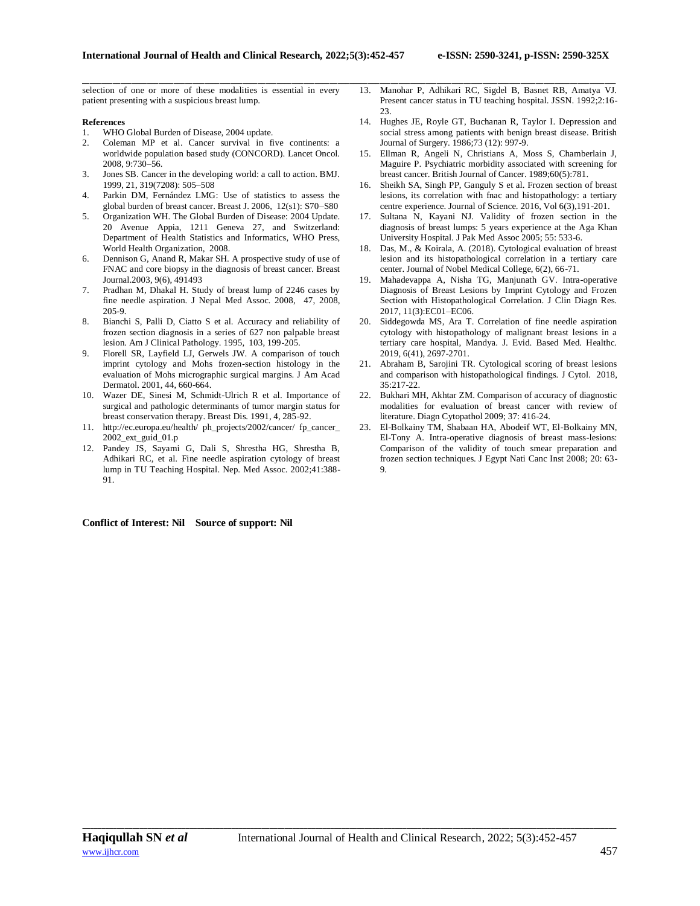selection of one or more of these modalities is essential in every patient presenting with a suspicious breast lump.

**References**

1. WHO Global Burden of Disease, 2004 update.
2. Coleman MP et al. Cancer survival in five continents: a worldwide population based study (CONCORD). Lancet Oncol. 2008, 9:730–56.
3. Jones SB. Cancer in the developing world: a call to action. BMJ. 1999, 21, 319(7208): 505–508
4. Parkin DM, Fernández LMG: Use of statistics to assess the global burden of breast cancer. Breast J. 2006, 12(s1): S70–S80
5. Organization WH. The Global Burden of Disease: 2004 Update. 20 Avenue Appia, 1211 Geneva 27, and Switzerland: Department of Health Statistics and Informatics, WHO Press, World Health Organization, 2008.
6. Dennison G, Anand R, Makar SH. A prospective study of use of FNAC and core biopsy in the diagnosis of breast cancer. Breast Journal.2003, 9(6), 491493
7. Pradhan M, Dhakal H. Study of breast lump of 2246 cases by fine needle aspiration. J Nepal Med Assoc. 2008, 47, 2008, 205-9.
8. Bianchi S, Palli D, Ciatto S et al. Accuracy and reliability of frozen section diagnosis in a series of 627 non palpable breast lesion. Am J Clinical Pathology. 1995, 103, 199-205.
9. Florell SR, Layfield LJ, Gerwels JW. A comparison of touch imprint cytology and Mohs frozen-section histology in the evaluation of Mohs micrographic surgical margins. J Am Acad Dermatol. 2001, 44, 660-664.
10. Wazer DE, Sinesi M, Schmidt-Ulrich R et al. Importance of surgical and pathologic determinants of tumor margin status for breast conservation therapy. Breast Dis. 1991, 4, 285-92.
11. http://ec.europa.eu/health/ ph_projects/2002/cancer/ fp_cancer_ 2002_ext_guid_01.p
12. Pandey JS, Sayami G, Dali S, Shrestha HG, Shrestha B, Adhikari RC, et al. Fine needle aspiration cytology of breast lump in TU Teaching Hospital. Nep. Med Assoc. 2002;41:388-91.
13. Manohar P, Adhikari RC, Sigdel B, Basnet RB, Amatya VJ. Present cancer status in TU teaching hospital. JSSN. 1992;2:16-23.
14. Hughes JE, Royle GT, Buchanan R, Taylor I. Depression and social stress among patients with benign breast disease. British Journal of Surgery. 1986;73 (12): 997-9.
15. Ellman R, Angeli N, Christians A, Moss S, Chamberlain J, Maguire P. Psychiatric morbidity associated with screening for breast cancer. British Journal of Cancer. 1989;60(5):781.
16. Sheikh SA, Singh PP, Ganguly S et al. Frozen section of breast lesions, its correlation with fnac and histopathology: a tertiary centre experience. Journal of Science. 2016, Vol 6(3),191-201.
17. Sultana N, Kayani NJ. Validity of frozen section in the diagnosis of breast lumps: 5 years experience at the Aga Khan University Hospital. J Pak Med Assoc 2005; 55: 533-6.
18. Das, M., & Koirala, A. (2018). Cytological evaluation of breast lesion and its histopathological correlation in a tertiary care center. Journal of Nobel Medical College, 6(2), 66-71.
19. Mahadevappa A, Nisha TG, Manjunath GV. Intra-operative Diagnosis of Breast Lesions by Imprint Cytology and Frozen Section with Histopathological Correlation. J Clin Diagn Res. 2017, 11(3):EC01–EC06.
20. Siddegowda MS, Ara T. Correlation of fine needle aspiration cytology with histopathology of malignant breast lesions in a tertiary care hospital, Mandya. J. Evid. Based Med. Healthc. 2019, 6(41), 2697-2701.
21. Abraham B, Sarojini TR. Cytological scoring of breast lesions and comparison with histopathological findings. J Cytol. 2018, 35:217-22.
22. Bukhari MH, Akhtar ZM. Comparison of accuracy of diagnostic modalities for evaluation of breast cancer with review of literature. Diagn Cytopathol 2009; 37: 416-24.
23. El-Bolkainy TM, Shabaan HA, Abodeif WT, El-Bolkainy MN, El-Tony A. Intra-operative diagnosis of breast mass-lesions: Comparison of the validity of touch smear preparation and frozen section techniques. J Egypt Nati Canc Inst 2008; 20: 63-9.

**Conflict of Interest: Nil Source of support: Nil**